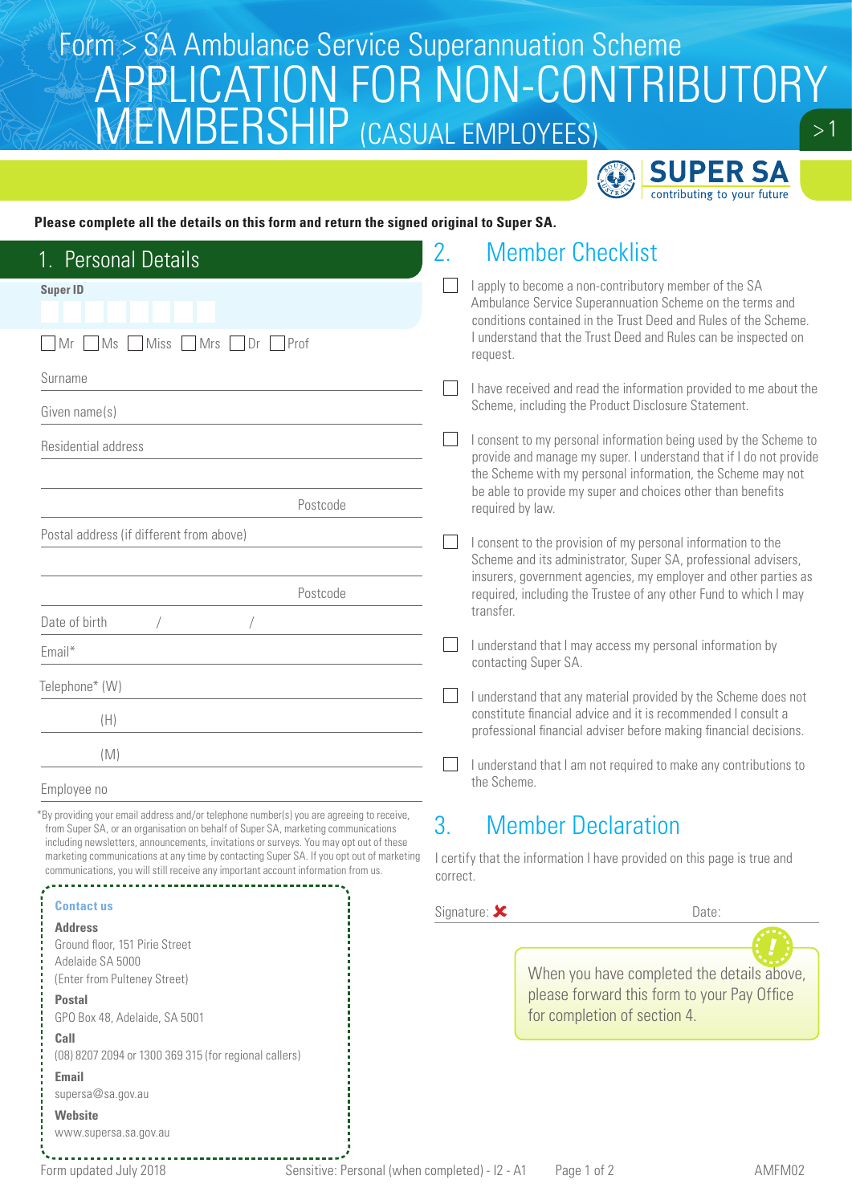Form > SA Ambulance Service Superannuation Scheme

# APPLICATION FOR NON-CONTRIBUTORY MEMBERSHIP (CASUAL EMPLOYEES)

SUPER SA
contributing to your future

**Please complete all the details on this form and return the signed original to Super SA.**

## 1. Personal Details

**Super ID**

☐ Mr ☐ Ms ☐ Miss ☐ Mrs ☐ Dr ☐ Prof

Surname

Given name(s)

Residential address

Postcode

Postal address (if different from above)

Postcode

Date of birth / /

Email*

Telephone* (W)

(H)

(M)

Employee no

*By providing your email address and/or telephone number(s) you are agreeing to receive, from Super SA, or an organisation on behalf of Super SA, marketing communications including newsletters, announcements, invitations or surveys. You may opt out of these marketing communications at any time by contacting Super SA. If you opt out of marketing communications, you will still receive any important account information from us.

**Contact us**

**Address**
Ground floor, 151 Pirie Street
Adelaide SA 5000
(Enter from Pulteney Street)

**Postal**
GPO Box 48, Adelaide, SA 5001

**Call**
(08) 8207 2094 or 1300 369 315 (for regional callers)

**Email**
supersa@sa.gov.au

**Website**
www.supersa.sa.gov.au

## 2. Member Checklist

- ☐ I apply to become a non-contributory member of the SA Ambulance Service Superannuation Scheme on the terms and conditions contained in the Trust Deed and Rules of the Scheme. I understand that the Trust Deed and Rules can be inspected on request.
- ☐ I have received and read the information provided to me about the Scheme, including the Product Disclosure Statement.
- ☐ I consent to my personal information being used by the Scheme to provide and manage my super. I understand that if I do not provide the Scheme with my personal information, the Scheme may not be able to provide my super and choices other than benefits required by law.
- ☐ I consent to the provision of my personal information to the Scheme and its administrator, Super SA, professional advisers, insurers, government agencies, my employer and other parties as required, including the Trustee of any other Fund to which I may transfer.
- ☐ I understand that I may access my personal information by contacting Super SA.
- ☐ I understand that any material provided by the Scheme does not constitute financial advice and it is recommended I consult a professional financial adviser before making financial decisions.
- ☐ I understand that I am not required to make any contributions to the Scheme.

## 3. Member Declaration

I certify that the information I have provided on this page is true and correct.

Signature: ✘ Date:

When you have completed the details above, please forward this form to your Pay Office for completion of section 4.

Form updated July 2018 Sensitive: Personal (when completed) - I2 - A1 AMFM02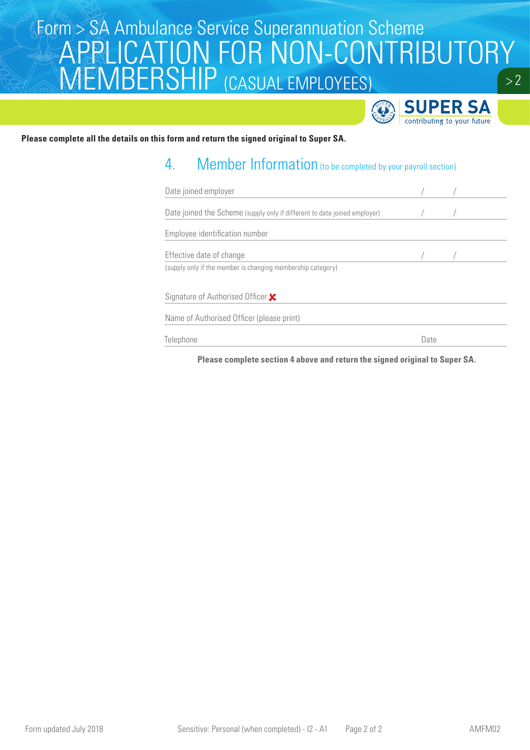Form > SA Ambulance Service Superannuation Scheme

# APPLICATION FOR NON-CONTRIBUTORY MEMBERSHIP (CASUAL EMPLOYEES)

**Please complete all the details on this form and return the signed original to Super SA.**

## 4. Member Information (to be completed by your payroll section)

Date joined employer / /

Date joined the Scheme (supply only if different to date joined employer) / /

Employee identification number

Effective date of change / /
(supply only if the member is changing membership category)

Signature of Authorised Officer ✘

Name of Authorised Officer (please print)

Telephone Date

**Please complete section 4 above and return the signed original to Super SA.**

Form updated July 2018

Sensitive: Personal (when completed) - I2 - A1

AMFM02